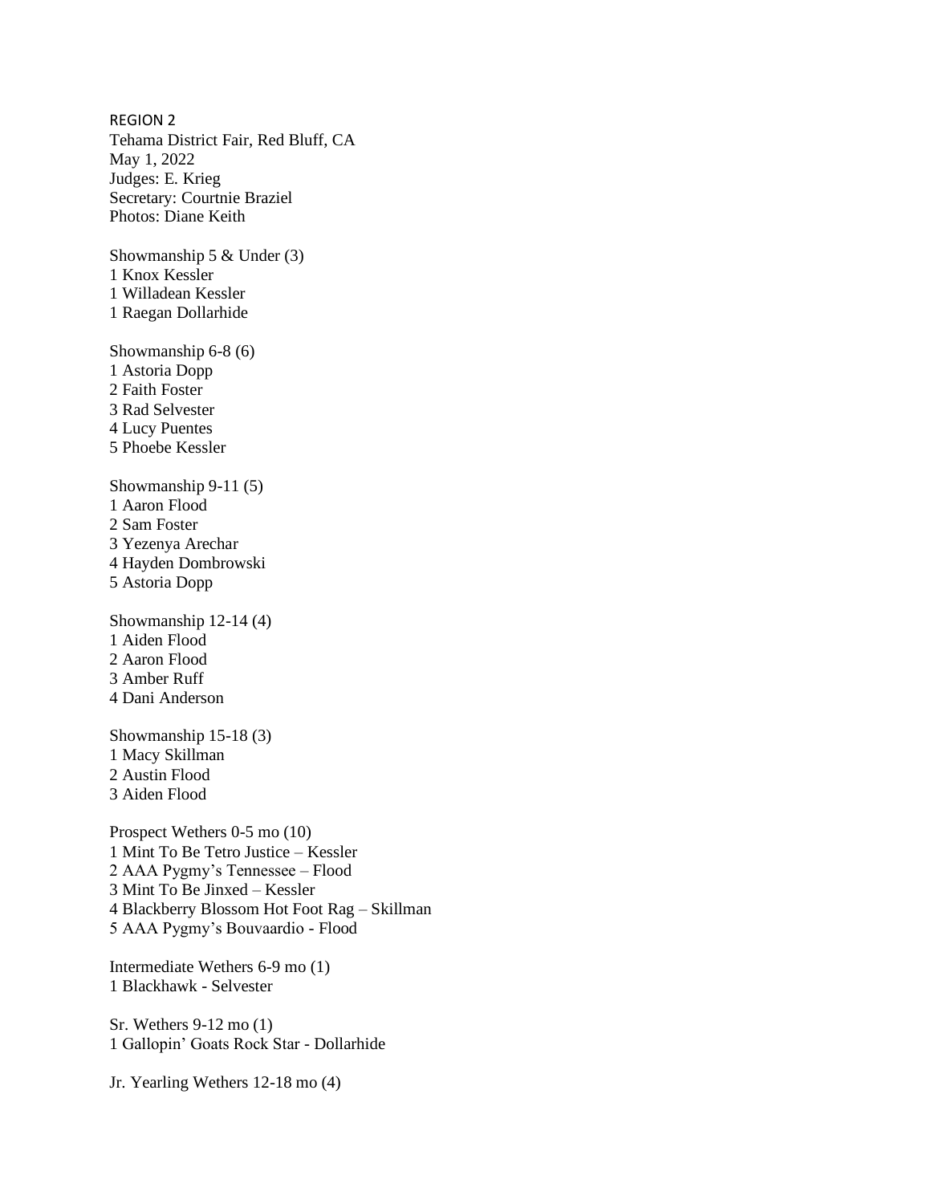REGION 2

Tehama District Fair, Red Bluff, CA
May 1, 2022
Judges: E. Krieg
Secretary: Courtnie Braziel
Photos: Diane Keith

Showmanship 5 & Under (3)
1 Knox Kessler
1 Willadean Kessler
1 Raegan Dollarhide

Showmanship 6-8 (6)
1 Astoria Dopp
2 Faith Foster
3 Rad Selvester
4 Lucy Puentes
5 Phoebe Kessler

Showmanship 9-11 (5)
1 Aaron Flood
2 Sam Foster
3 Yezenya Arechar
4 Hayden Dombrowski
5 Astoria Dopp

Showmanship 12-14 (4)
1 Aiden Flood
2 Aaron Flood
3 Amber Ruff
4 Dani Anderson

Showmanship 15-18 (3)
1 Macy Skillman
2 Austin Flood
3 Aiden Flood

Prospect Wethers 0-5 mo (10)
1 Mint To Be Tetro Justice – Kessler
2 AAA Pygmy's Tennessee – Flood
3 Mint To Be Jinxed – Kessler
4 Blackberry Blossom Hot Foot Rag – Skillman
5 AAA Pygmy's Bouvaardio - Flood

Intermediate Wethers 6-9 mo (1)
1 Blackhawk - Selvester

Sr. Wethers 9-12 mo (1)
1 Gallopin' Goats Rock Star - Dollarhide

Jr. Yearling Wethers 12-18 mo (4)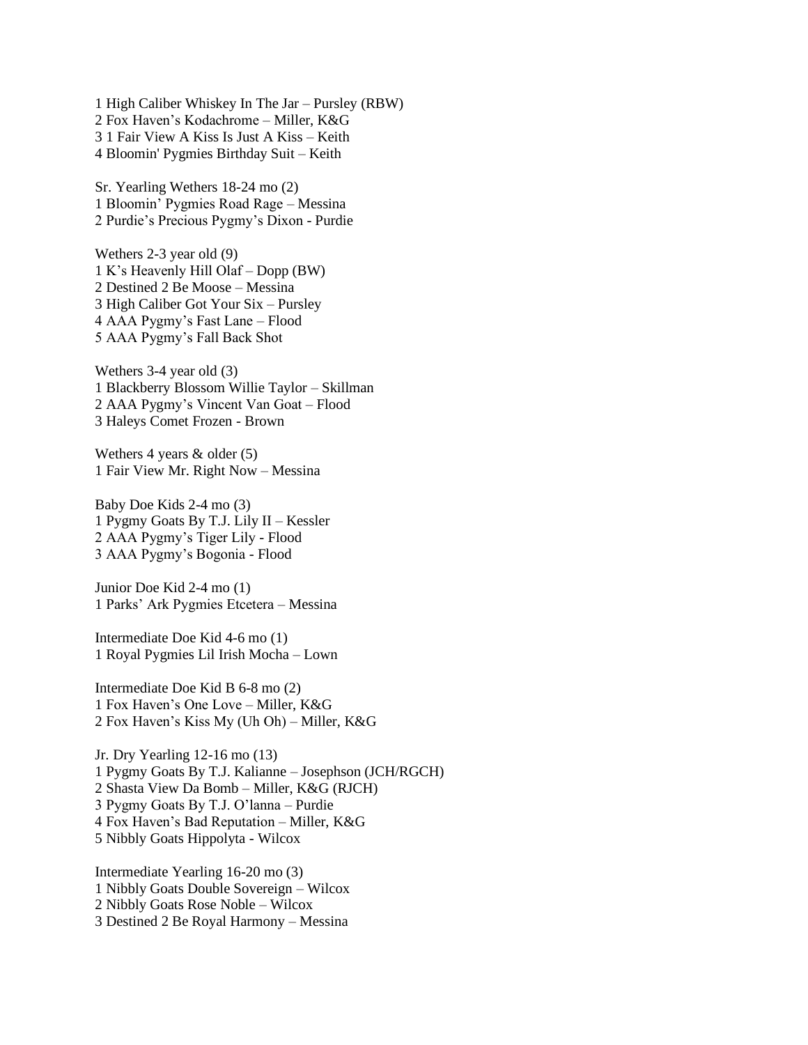1 High Caliber Whiskey In The Jar – Pursley (RBW)
2 Fox Haven's Kodachrome – Miller, K&G
3 1 Fair View A Kiss Is Just A Kiss – Keith
4 Bloomin' Pygmies Birthday Suit – Keith

Sr. Yearling Wethers 18-24 mo (2)
1 Bloomin' Pygmies Road Rage – Messina
2 Purdie's Precious Pygmy's Dixon - Purdie

Wethers 2-3 year old (9)
1 K's Heavenly Hill Olaf – Dopp (BW)
2 Destined 2 Be Moose – Messina
3 High Caliber Got Your Six – Pursley
4 AAA Pygmy's Fast Lane – Flood
5 AAA Pygmy's Fall Back Shot

Wethers 3-4 year old (3)
1 Blackberry Blossom Willie Taylor – Skillman
2 AAA Pygmy's Vincent Van Goat – Flood
3 Haleys Comet Frozen - Brown

Wethers 4 years & older (5)
1 Fair View Mr. Right Now – Messina

Baby Doe Kids 2-4 mo (3)
1 Pygmy Goats By T.J. Lily II – Kessler
2 AAA Pygmy's Tiger Lily - Flood
3 AAA Pygmy's Bogonia - Flood

Junior Doe Kid 2-4 mo (1)
1 Parks' Ark Pygmies Etcetera – Messina

Intermediate Doe Kid 4-6 mo (1)
1 Royal Pygmies Lil Irish Mocha – Lown

Intermediate Doe Kid B 6-8 mo (2)
1 Fox Haven's One Love – Miller, K&G
2 Fox Haven's Kiss My (Uh Oh) – Miller, K&G

Jr. Dry Yearling 12-16 mo (13)
1 Pygmy Goats By T.J. Kalianne – Josephson (JCH/RGCH)
2 Shasta View Da Bomb – Miller, K&G (RJCH)
3 Pygmy Goats By T.J. O'lanna – Purdie
4 Fox Haven's Bad Reputation – Miller, K&G
5 Nibbly Goats Hippolyta - Wilcox

Intermediate Yearling 16-20 mo (3)
1 Nibbly Goats Double Sovereign – Wilcox
2 Nibbly Goats Rose Noble – Wilcox
3 Destined 2 Be Royal Harmony – Messina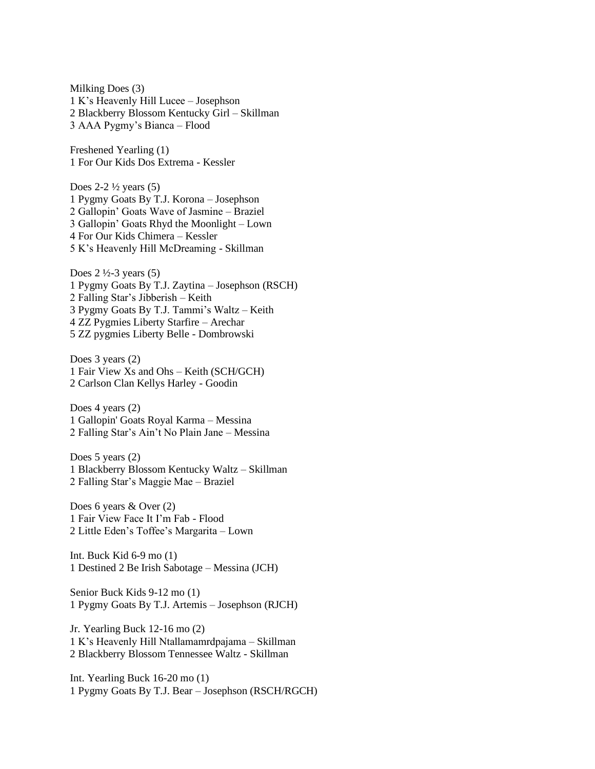Milking Does (3)
1 K's Heavenly Hill Lucee – Josephson
2 Blackberry Blossom Kentucky Girl – Skillman
3 AAA Pygmy's Bianca – Flood

Freshened Yearling (1)
1 For Our Kids Dos Extrema - Kessler

Does 2-2 ½ years (5)
1 Pygmy Goats By T.J. Korona – Josephson
2 Gallopin' Goats Wave of Jasmine – Braziel
3 Gallopin' Goats Rhyd the Moonlight – Lown
4 For Our Kids Chimera – Kessler
5 K's Heavenly Hill McDreaming - Skillman

Does 2 ½-3 years (5)
1 Pygmy Goats By T.J. Zaytina – Josephson (RSCH)
2 Falling Star's Jibberish – Keith
3 Pygmy Goats By T.J. Tammi's Waltz – Keith
4 ZZ Pygmies Liberty Starfire – Arechar
5 ZZ pygmies Liberty Belle - Dombrowski

Does 3 years (2)
1 Fair View Xs and Ohs – Keith (SCH/GCH)
2 Carlson Clan Kellys Harley - Goodin

Does 4 years (2)
1 Gallopin' Goats Royal Karma – Messina
2 Falling Star's Ain't No Plain Jane – Messina

Does 5 years (2)
1 Blackberry Blossom Kentucky Waltz – Skillman
2 Falling Star's Maggie Mae – Braziel

Does 6 years & Over (2)
1 Fair View Face It I'm Fab - Flood
2 Little Eden's Toffee's Margarita – Lown

Int. Buck Kid 6-9 mo (1)
1 Destined 2 Be Irish Sabotage – Messina (JCH)

Senior Buck Kids 9-12 mo (1)
1 Pygmy Goats By T.J. Artemis – Josephson (RJCH)

Jr. Yearling Buck 12-16 mo (2)
1 K's Heavenly Hill Ntallamamrdpajama – Skillman
2 Blackberry Blossom Tennessee Waltz - Skillman

Int. Yearling Buck 16-20 mo (1)
1 Pygmy Goats By T.J. Bear – Josephson (RSCH/RGCH)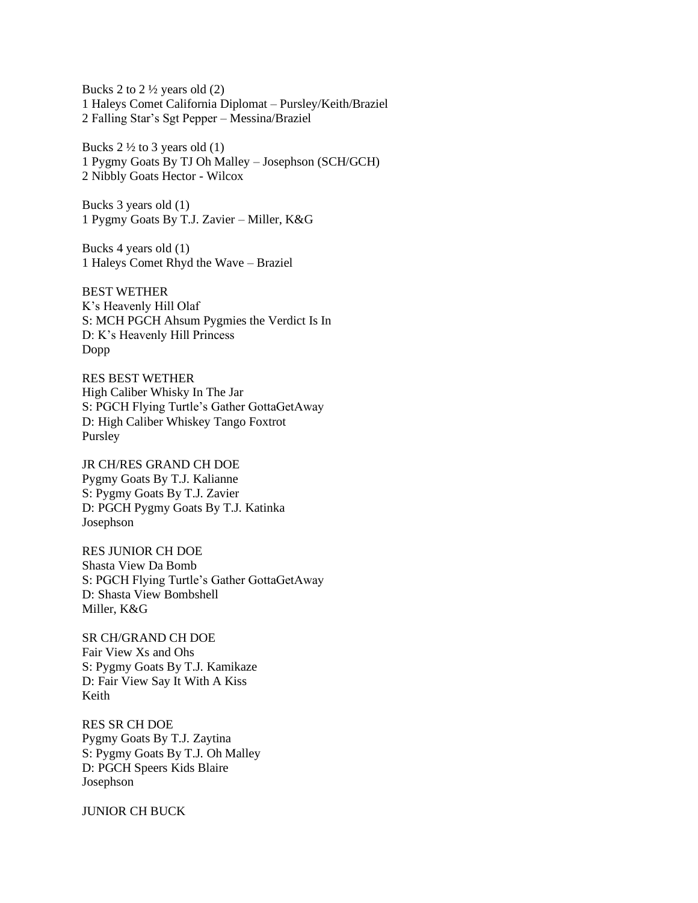Bucks 2 to 2 ½ years old (2)
1 Haleys Comet California Diplomat – Pursley/Keith/Braziel
2 Falling Star's Sgt Pepper – Messina/Braziel

Bucks 2 ½ to 3 years old (1)
1 Pygmy Goats By TJ Oh Malley – Josephson (SCH/GCH)
2 Nibbly Goats Hector - Wilcox

Bucks 3 years old (1)
1 Pygmy Goats By T.J. Zavier – Miller, K&G

Bucks 4 years old (1)
1 Haleys Comet Rhyd the Wave – Braziel

BEST WETHER
K's Heavenly Hill Olaf
S: MCH PGCH Ahsum Pygmies the Verdict Is In
D: K's Heavenly Hill Princess
Dopp

RES BEST WETHER
High Caliber Whisky In The Jar
S: PGCH Flying Turtle's Gather GottaGetAway
D: High Caliber Whiskey Tango Foxtrot
Pursley

JR CH/RES GRAND CH DOE
Pygmy Goats By T.J. Kalianne
S: Pygmy Goats By T.J. Zavier
D: PGCH Pygmy Goats By T.J. Katinka
Josephson

RES JUNIOR CH DOE
Shasta View Da Bomb
S: PGCH Flying Turtle's Gather GottaGetAway
D: Shasta View Bombshell
Miller, K&G

SR CH/GRAND CH DOE
Fair View Xs and Ohs
S: Pygmy Goats By T.J. Kamikaze
D: Fair View Say It With A Kiss
Keith

RES SR CH DOE
Pygmy Goats By T.J. Zaytina
S: Pygmy Goats By T.J. Oh Malley
D: PGCH Speers Kids Blaire
Josephson

JUNIOR CH BUCK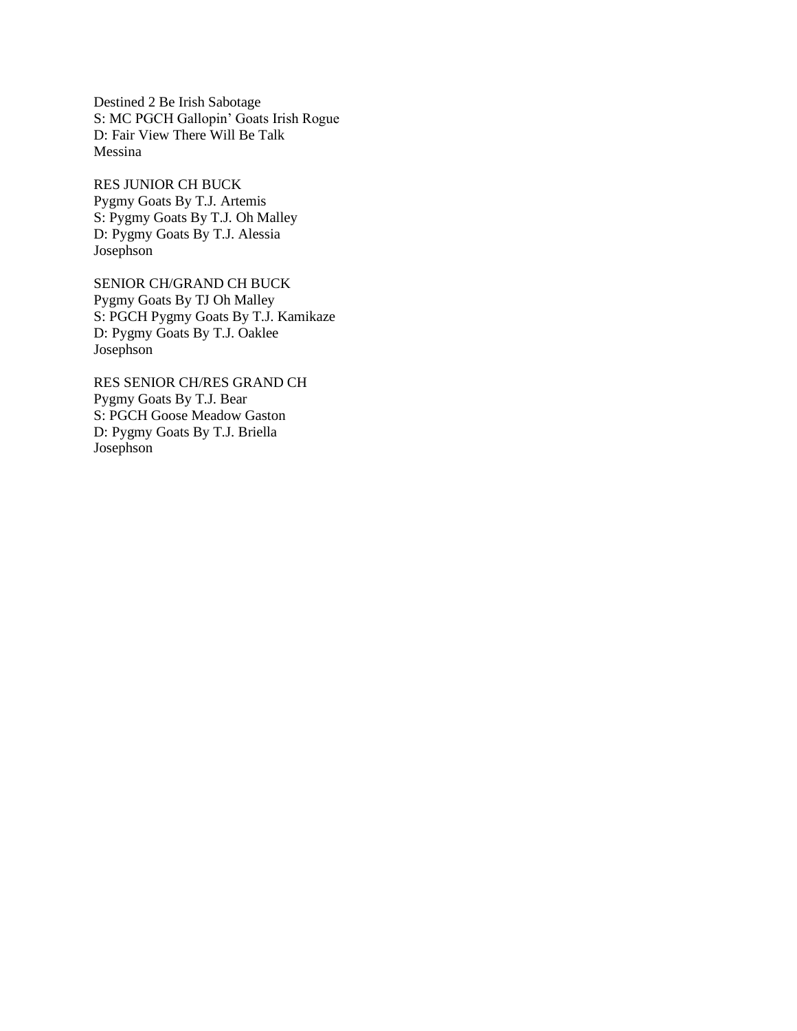Destined 2 Be Irish Sabotage
S: MC PGCH Gallopin' Goats Irish Rogue
D: Fair View There Will Be Talk
Messina

RES JUNIOR CH BUCK
Pygmy Goats By T.J. Artemis
S: Pygmy Goats By T.J. Oh Malley
D: Pygmy Goats By T.J. Alessia
Josephson

SENIOR CH/GRAND CH BUCK
Pygmy Goats By TJ Oh Malley
S: PGCH Pygmy Goats By T.J. Kamikaze
D: Pygmy Goats By T.J. Oaklee
Josephson

RES SENIOR CH/RES GRAND CH
Pygmy Goats By T.J. Bear
S: PGCH Goose Meadow Gaston
D: Pygmy Goats By T.J. Briella
Josephson